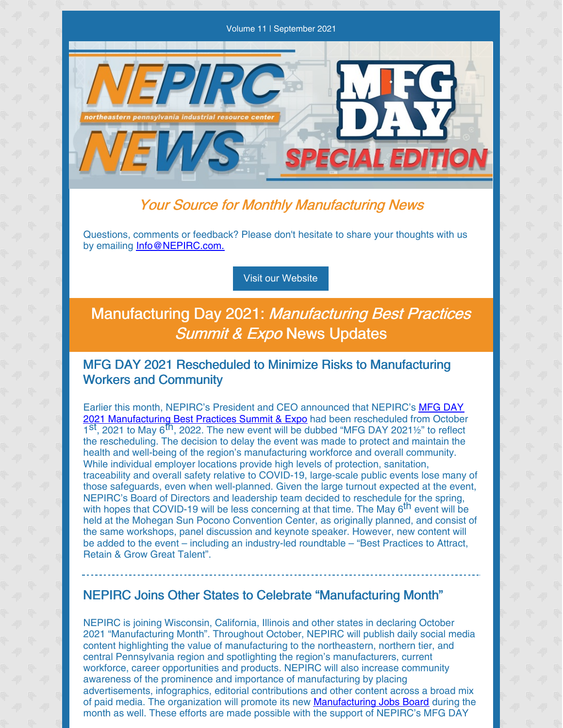Volume 11 | September 2021

# NEPIRC NEWS
northeastern pennsylvania industrial resource center

MFG DAY SPECIAL EDITION

*Your Source for Monthly Manufacturing News*

Questions, comments or feedback? Please don't hesitate to share your thoughts with us by emailing [Info@NEPIRC.com.](mailto:Info@NEPIRC.com)

Visit our Website

## Manufacturing Day 2021: *Manufacturing Best Practices Summit & Expo* News Updates

### MFG DAY 2021 Rescheduled to Minimize Risks to Manufacturing Workers and Community

Earlier this month, NEPIRC's President and CEO announced that NEPIRC's MFG DAY 2021 Manufacturing Best Practices Summit & Expo had been rescheduled from October 1st, 2021 to May 6th, 2022. The new event will be dubbed "MFG DAY 2021½" to reflect the rescheduling. The decision to delay the event was made to protect and maintain the health and well-being of the region's manufacturing workforce and overall community. While individual employer locations provide high levels of protection, sanitation, traceability and overall safety relative to COVID-19, large-scale public events lose many of those safeguards, even when well-planned. Given the large turnout expected at the event, NEPIRC's Board of Directors and leadership team decided to reschedule for the spring, with hopes that COVID-19 will be less concerning at that time. The May 6th event will be held at the Mohegan Sun Pocono Convention Center, as originally planned, and consist of the same workshops, panel discussion and keynote speaker. However, new content will be added to the event – including an industry-led roundtable – "Best Practices to Attract, Retain & Grow Great Talent".

---

### NEPIRC Joins Other States to Celebrate "Manufacturing Month"

NEPIRC is joining Wisconsin, California, Illinois and other states in declaring October 2021 "Manufacturing Month". Throughout October, NEPIRC will publish daily social media content highlighting the value of manufacturing to the northeastern, northern tier, and central Pennsylvania region and spotlighting the region's manufacturers, current workforce, career opportunities and products. NEPIRC will also increase community awareness of the prominence and importance of manufacturing by placing advertisements, infographics, editorial contributions and other content across a broad mix of paid media. The organization will promote its new Manufacturing Jobs Board during the month as well. These efforts are made possible with the support of NEPIRC's MFG DAY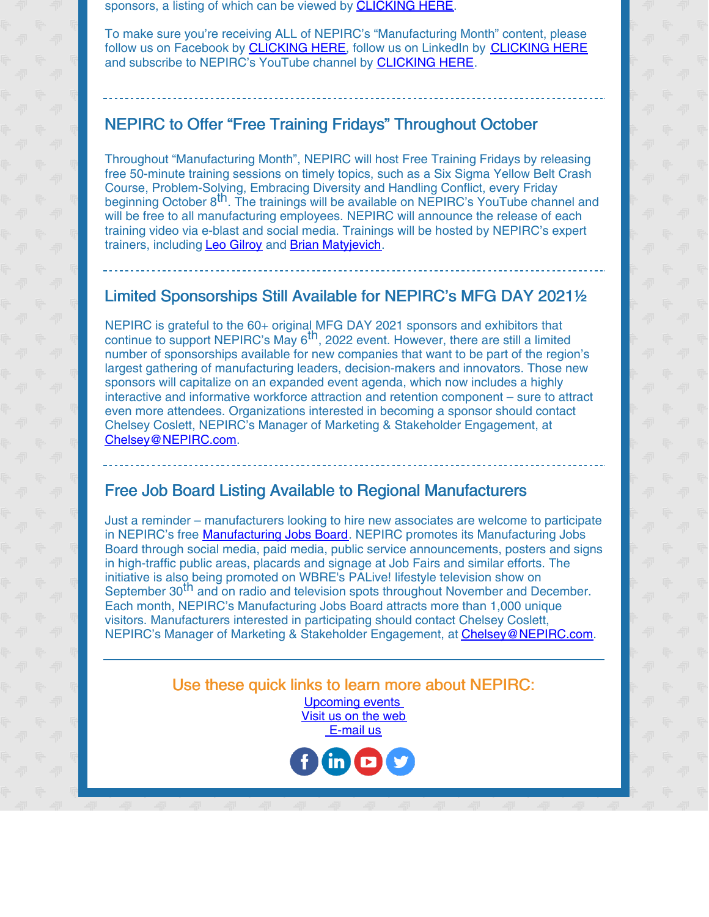sponsors, a listing of which can be viewed by CLICKING HERE.

To make sure you're receiving ALL of NEPIRC's "Manufacturing Month" content, please follow us on Facebook by CLICKING HERE, follow us on LinkedIn by CLICKING HERE and subscribe to NEPIRC's YouTube channel by CLICKING HERE.

---

## NEPIRC to Offer "Free Training Fridays" Throughout October

Throughout "Manufacturing Month", NEPIRC will host Free Training Fridays by releasing free 50-minute training sessions on timely topics, such as a Six Sigma Yellow Belt Crash Course, Problem-Solving, Embracing Diversity and Handling Conflict, every Friday beginning October 8th. The trainings will be available on NEPIRC's YouTube channel and will be free to all manufacturing employees. NEPIRC will announce the release of each training video via e-blast and social media. Trainings will be hosted by NEPIRC's expert trainers, including Leo Gilroy and Brian Matyjevich.

---

## Limited Sponsorships Still Available for NEPIRC's MFG DAY 2021½

NEPIRC is grateful to the 60+ original MFG DAY 2021 sponsors and exhibitors that continue to support NEPIRC's May 6th, 2022 event. However, there are still a limited number of sponsorships available for new companies that want to be part of the region's largest gathering of manufacturing leaders, decision-makers and innovators. Those new sponsors will capitalize on an expanded event agenda, which now includes a highly interactive and informative workforce attraction and retention component – sure to attract even more attendees. Organizations interested in becoming a sponsor should contact Chelsey Coslett, NEPIRC's Manager of Marketing & Stakeholder Engagement, at Chelsey@NEPIRC.com.

---

## Free Job Board Listing Available to Regional Manufacturers

Just a reminder – manufacturers looking to hire new associates are welcome to participate in NEPIRC's free Manufacturing Jobs Board. NEPIRC promotes its Manufacturing Jobs Board through social media, paid media, public service announcements, posters and signs in high-traffic public areas, placards and signage at Job Fairs and similar efforts. The initiative is also being promoted on WBRE's PALive! lifestyle television show on September 30th and on radio and television spots throughout November and December. Each month, NEPIRC's Manufacturing Jobs Board attracts more than 1,000 unique visitors. Manufacturers interested in participating should contact Chelsey Coslett, NEPIRC's Manager of Marketing & Stakeholder Engagement, at Chelsey@NEPIRC.com.

---

### Use these quick links to learn more about NEPIRC:

Upcoming events
Visit us on the web
E-mail us